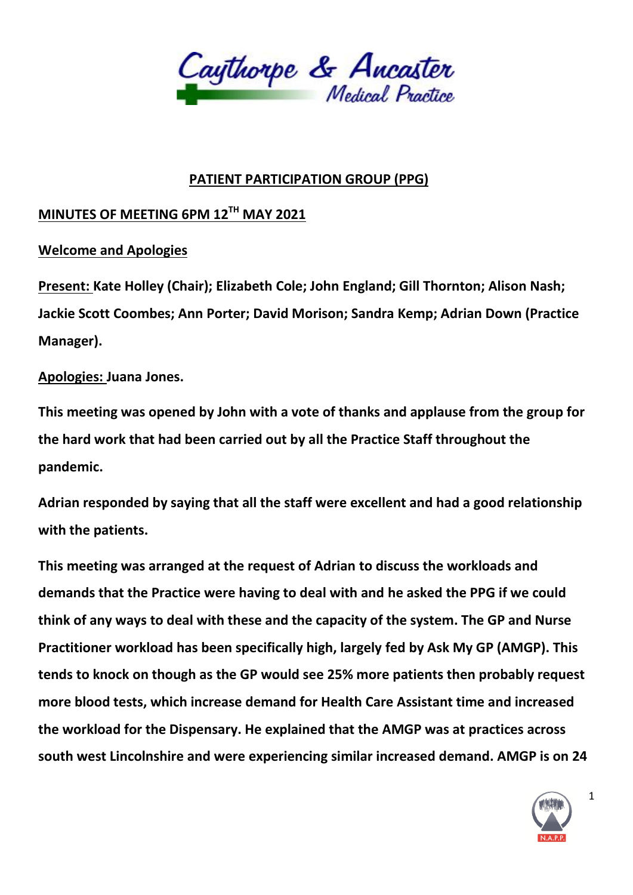Caythorpe & Ancaster Medical Practice

## PATIENT PARTICIPATION GROUP (PPG)

### MINUTES OF MEETING 6PM 12TH MAY 2021

**Welcome and Apologies**

**Present:** **Kate Holley (Chair); Elizabeth Cole; John England; Gill Thornton; Alison Nash; Jackie Scott Coombes; Ann Porter; David Morison; Sandra Kemp; Adrian Down (Practice Manager).**

**Apologies:** **Juana Jones.**

**This meeting was opened by John with a vote of thanks and applause from the group for the hard work that had been carried out by all the Practice Staff throughout the pandemic.**

**Adrian responded by saying that all the staff were excellent and had a good relationship with the patients.**

**This meeting was arranged at the request of Adrian to discuss the workloads and demands that the Practice were having to deal with and he asked the PPG if we could think of any ways to deal with these and the capacity of the system. The GP and Nurse Practitioner workload has been specifically high, largely fed by Ask My GP (AMGP). This tends to knock on though as the GP would see 25% more patients then probably request more blood tests, which increase demand for Health Care Assistant time and increased the workload for the Dispensary. He explained that the AMGP was at practices across south west Lincolnshire and were experiencing similar increased demand. AMGP is on 24**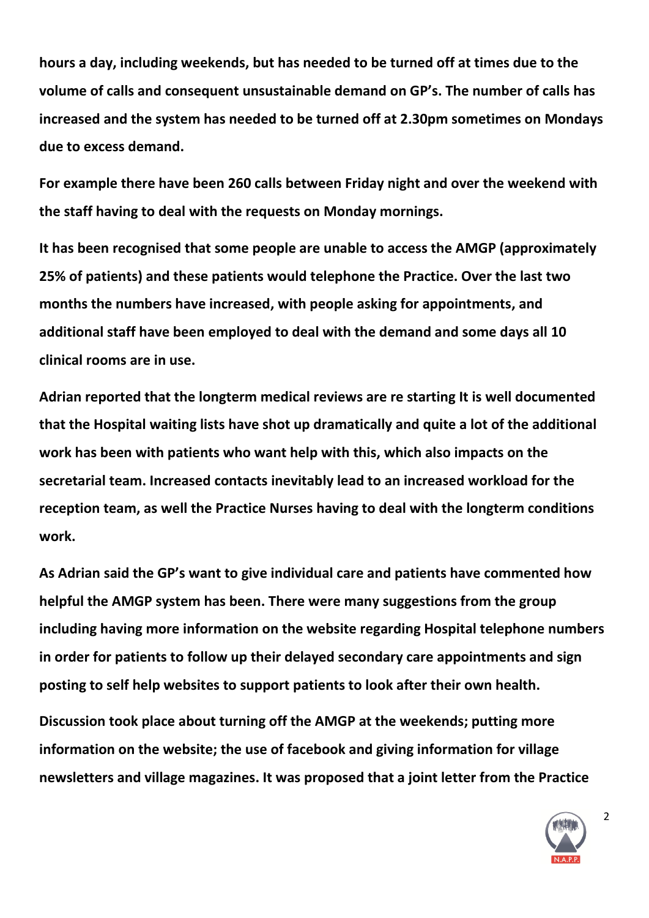**hours a day, including weekends, but has needed to be turned off at times due to the volume of calls and consequent unsustainable demand on GP's. The number of calls has increased and the system has needed to be turned off at 2.30pm sometimes on Mondays due to excess demand.**

**For example there have been 260 calls between Friday night and over the weekend with the staff having to deal with the requests on Monday mornings.**

**It has been recognised that some people are unable to access the AMGP (approximately 25% of patients) and these patients would telephone the Practice. Over the last two months the numbers have increased, with people asking for appointments, and additional staff have been employed to deal with the demand and some days all 10 clinical rooms are in use.**

**Adrian reported that the longterm medical reviews are re starting It is well documented that the Hospital waiting lists have shot up dramatically and quite a lot of the additional work has been with patients who want help with this, which also impacts on the secretarial team. Increased contacts inevitably lead to an increased workload for the reception team, as well the Practice Nurses having to deal with the longterm conditions work.**

**As Adrian said the GP's want to give individual care and patients have commented how helpful the AMGP system has been. There were many suggestions from the group including having more information on the website regarding Hospital telephone numbers in order for patients to follow up their delayed secondary care appointments and sign posting to self help websites to support patients to look after their own health.**

**Discussion took place about turning off the AMGP at the weekends; putting more information on the website; the use of facebook and giving information for village newsletters and village magazines. It was proposed that a joint letter from the Practice**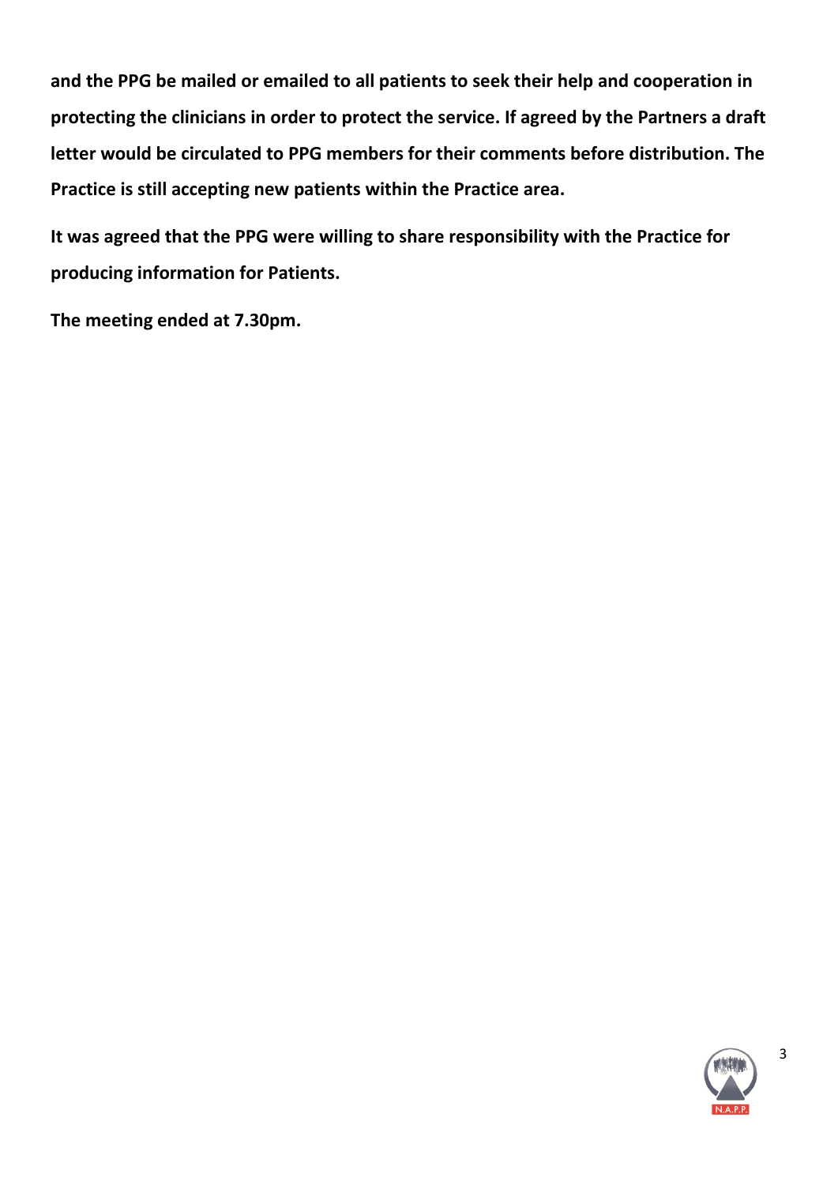**and the PPG be mailed or emailed to all patients to seek their help and cooperation in protecting the clinicians in order to protect the service. If agreed by the Partners a draft letter would be circulated to PPG members for their comments before distribution. The Practice is still accepting new patients within the Practice area.**

**It was agreed that the PPG were willing to share responsibility with the Practice for producing information for Patients.**

**The meeting ended at 7.30pm.**